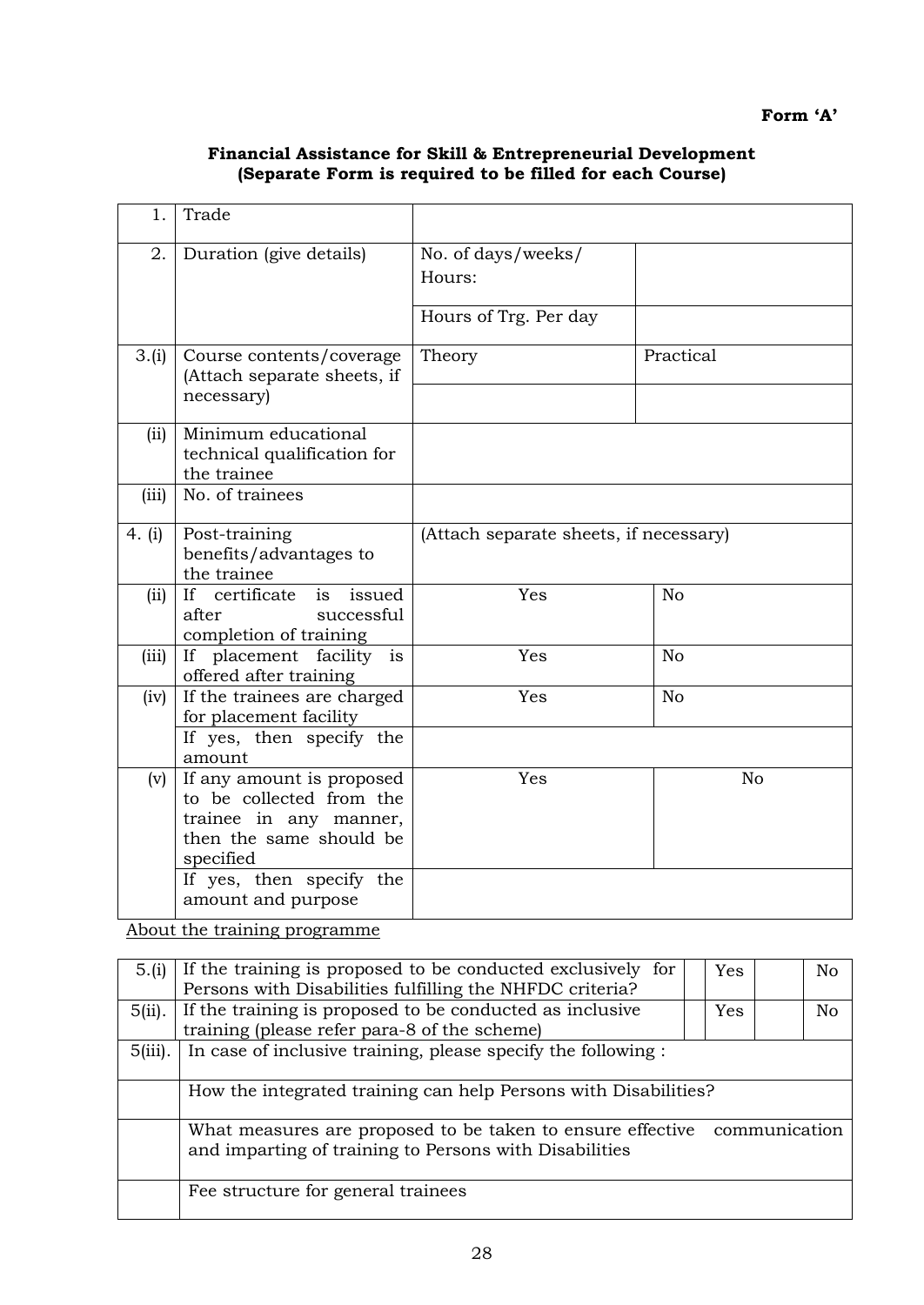**Form 'A'**

**Financial Assistance for Skill & Entrepreneurial Development**
**(Separate Form is required to be filled for each Course)**

| | | | |
|---|---|---|---|
| 1. | Trade | | |
| 2. | Duration (give details) | No. of days/weeks/ Hours: | |
| | | Hours of Trg. Per day | |
| 3.(i) | Course contents/coverage (Attach separate sheets, if necessary) | Theory | Practical |
| | | | |
| (ii) | Minimum educational technical qualification for the trainee | | |
| (iii) | No. of trainees | | |
| 4. (i) | Post-training benefits/advantages to the trainee | (Attach separate sheets, if necessary) | |
| (ii) | If certificate is issued after successful completion of training | Yes | No |
| (iii) | If placement facility is offered after training | Yes | No |
| (iv) | If the trainees are charged for placement facility | Yes | No |
| | If yes, then specify the amount | | |
| (v) | If any amount is proposed to be collected from the trainee in any manner, then the same should be specified | Yes | No |
| | If yes, then specify the amount and purpose | | |

About the training programme

| | | | | | |
|---|---|---|---|---|---|
| 5.(i) | If the training is proposed to be conducted exclusively for Persons with Disabilities fulfilling the NHFDC criteria? | | Yes | | No |
| 5(ii). | If the training is proposed to be conducted as inclusive training (please refer para-8 of the scheme) | | Yes | | No |
| 5(iii). | In case of inclusive training, please specify the following : | | | | |
| | How the integrated training can help Persons with Disabilities? | | | | |
| | What measures are proposed to be taken to ensure effective communication and imparting of training to Persons with Disabilities | | | | |
| | Fee structure for general trainees | | | | |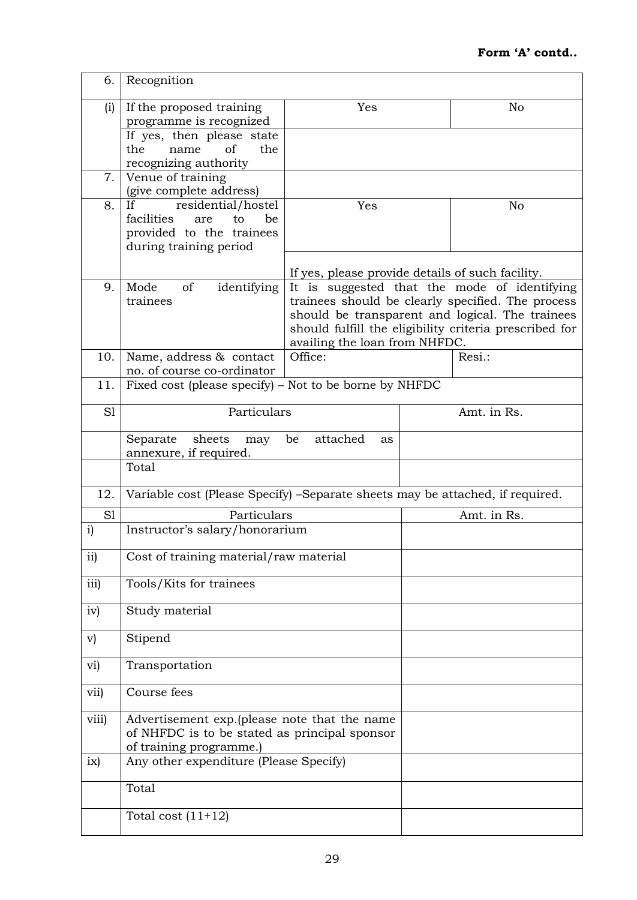**Form 'A' contd..**

| | | | |
|---|---|---|---|
| 6. | Recognition | | |
| (i) | If the proposed training programme is recognized | Yes | No |
| | If yes, then please state the name of the recognizing authority | | |
| 7. | Venue of training (give complete address) | | |
| 8. | If residential/hostel facilities are to be provided to the trainees during training period | Yes | No |
| | | If yes, please provide details of such facility. | |
| 9. | Mode of identifying trainees | It is suggested that the mode of identifying trainees should be clearly specified. The process should be transparent and logical. The trainees should fulfill the eligibility criteria prescribed for availing the loan from NHFDC. | |
| 10. | Name, address & contact no. of course co-ordinator | Office: | Resi.: |

| | | |
|---|---|---|
| 11. | Fixed cost (please specify) – Not to be borne by NHFDC | |
| Sl | Particulars | Amt. in Rs. |
| | Separate sheets may be attached as annexure, if required. | |
| | Total | |
| 12. | Variable cost (Please Specify) –Separate sheets may be attached, if required. | |
| Sl | Particulars | Amt. in Rs. |
| i) | Instructor's salary/honorarium | |
| ii) | Cost of training material/raw material | |
| iii) | Tools/Kits for trainees | |
| iv) | Study material | |
| v) | Stipend | |
| vi) | Transportation | |
| vii) | Course fees | |
| viii) | Advertisement exp.(please note that the name of NHFDC is to be stated as principal sponsor of training programme.) | |
| ix) | Any other expenditure (Please Specify) | |
| | Total | |
| | Total cost (11+12) | |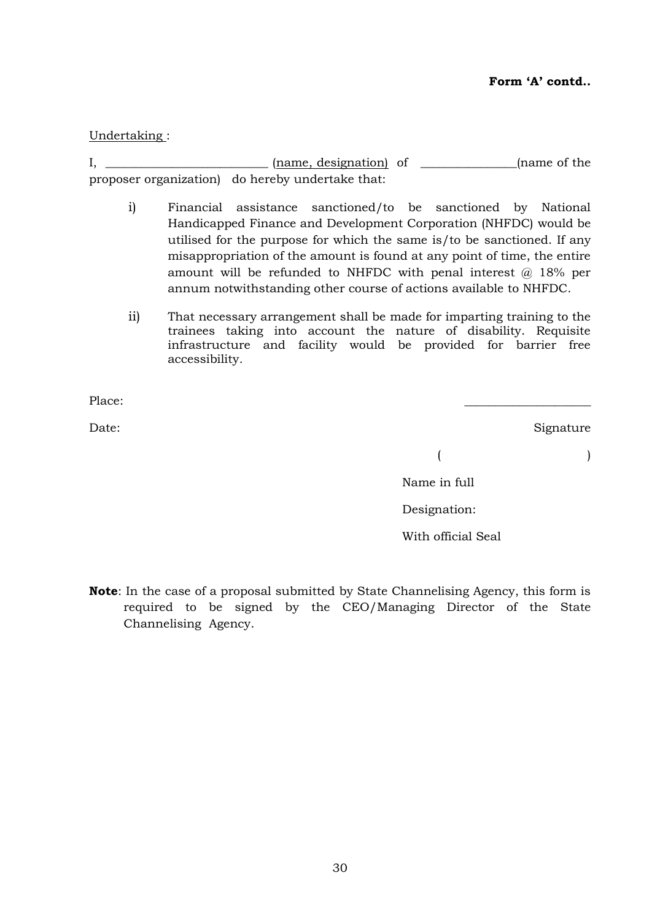**Form 'A' contd..**

Undertaking :

I, __________________________ (name, designation) of _______________(name of the proposer organization) do hereby undertake that:

i) Financial assistance sanctioned/to be sanctioned by National Handicapped Finance and Development Corporation (NHFDC) would be utilised for the purpose for which the same is/to be sanctioned. If any misappropriation of the amount is found at any point of time, the entire amount will be refunded to NHFDC with penal interest @ 18% per annum notwithstanding other course of actions available to NHFDC.

ii) That necessary arrangement shall be made for imparting training to the trainees taking into account the nature of disability. Requisite infrastructure and facility would be provided for barrier free accessibility.

Place: ____________________

Date: Signature

( )

Name in full

Designation:

With official Seal

**Note**: In the case of a proposal submitted by State Channelising Agency, this form is required to be signed by the CEO/Managing Director of the State Channelising Agency.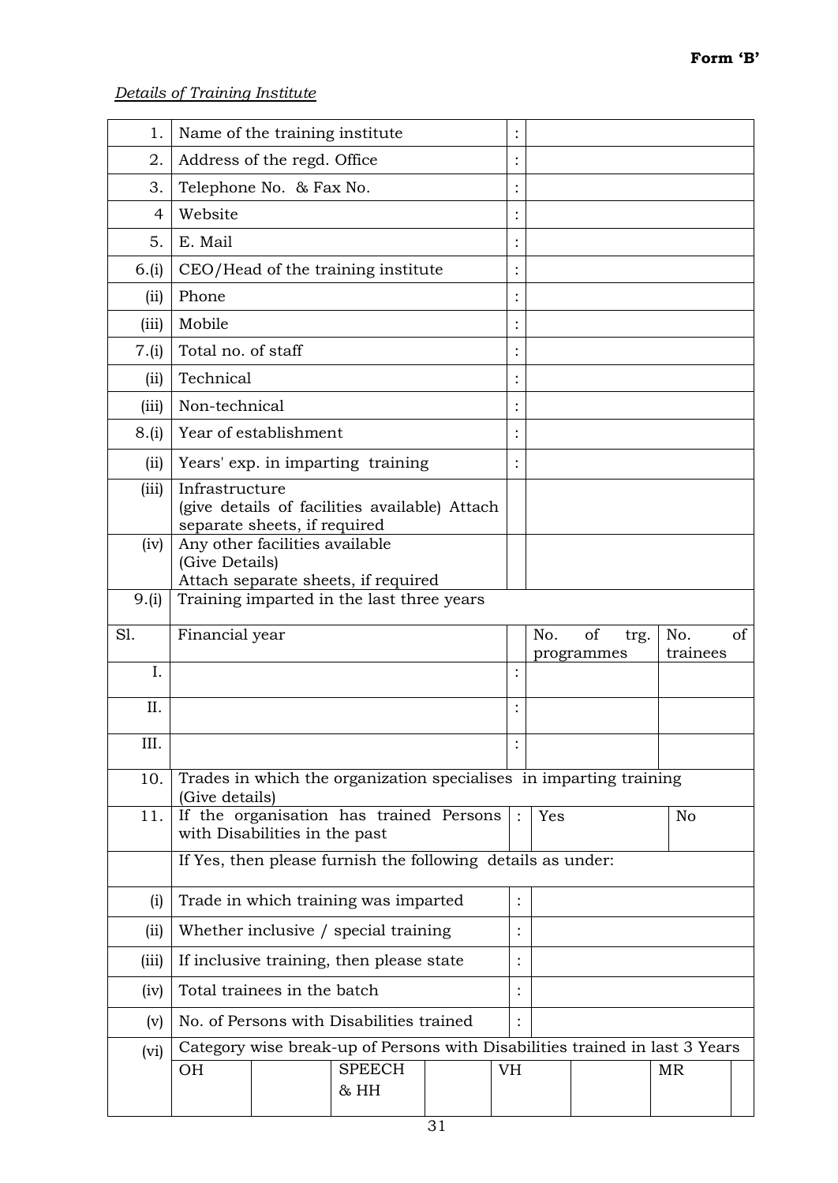**Form 'B'**

*Details of Training Institute*

| | | | |
|---|---|---|---|
| 1. | Name of the training institute | : | |
| 2. | Address of the regd. Office | : | |
| 3. | Telephone No. & Fax No. | : | |
| 4 | Website | : | |
| 5. | E. Mail | : | |
| 6.(i) | CEO/Head of the training institute | : | |
| (ii) | Phone | : | |
| (iii) | Mobile | : | |
| 7.(i) | Total no. of staff | : | |
| (ii) | Technical | : | |
| (iii) | Non-technical | : | |
| 8.(i) | Year of establishment | : | |
| (ii) | Years' exp. in imparting training | : | |
| (iii) | Infrastructure (give details of facilities available) Attach separate sheets, if required | | |
| (iv) | Any other facilities available (Give Details) Attach separate sheets, if required | | |
| 9.(i) | Training imparted in the last three years | | |

| Sl. | Financial year | | No. of trg. programmes | No. of trainees |
|---|---|---|---|---|
| I. | | : | | |
| II. | | : | | |
| III. | | : | | |

| | | | | |
|---|---|---|---|---|
| 10. | Trades in which the organization specialises in imparting training (Give details) | | | |
| 11. | If the organisation has trained Persons with Disabilities in the past | : | Yes | No |
| | If Yes, then please furnish the following details as under: | | | |
| (i) | Trade in which training was imparted | : | | |
| (ii) | Whether inclusive / special training | : | | |
| (iii) | If inclusive training, then please state | : | | |
| (iv) | Total trainees in the batch | : | | |
| (v) | No. of Persons with Disabilities trained | : | | |
| (vi) | Category wise break-up of Persons with Disabilities trained in last 3 Years | | | |

| OH | | SPEECH & HH | | VH | | MR | |
|---|---|---|---|---|---|---|---|
| | | | | | | | |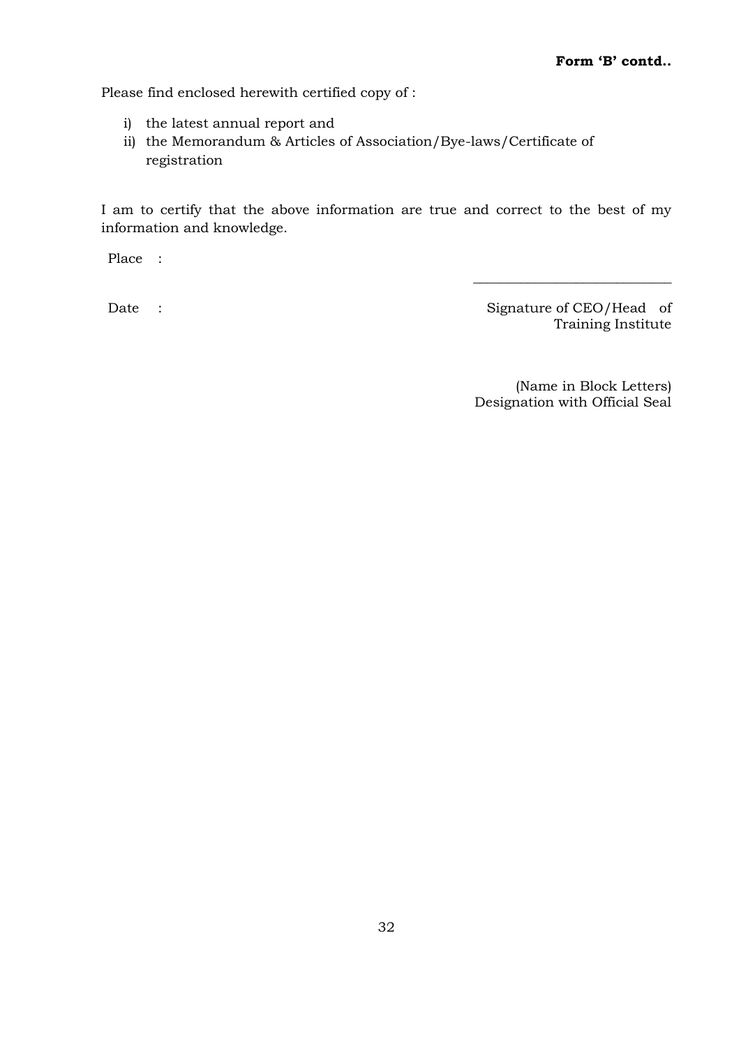**Form 'B' contd..**

Please find enclosed herewith certified copy of :

i) the latest annual report and
ii) the Memorandum & Articles of Association/Bye-laws/Certificate of registration

I am to certify that the above information are true and correct to the best of my information and knowledge.

Place :

Date :

\_\_\_\_\_\_\_\_\_\_\_\_\_\_\_\_\_\_\_\_\_\_\_\_\_\_\_\_

Signature of CEO/Head of Training Institute

(Name in Block Letters)
Designation with Official Seal